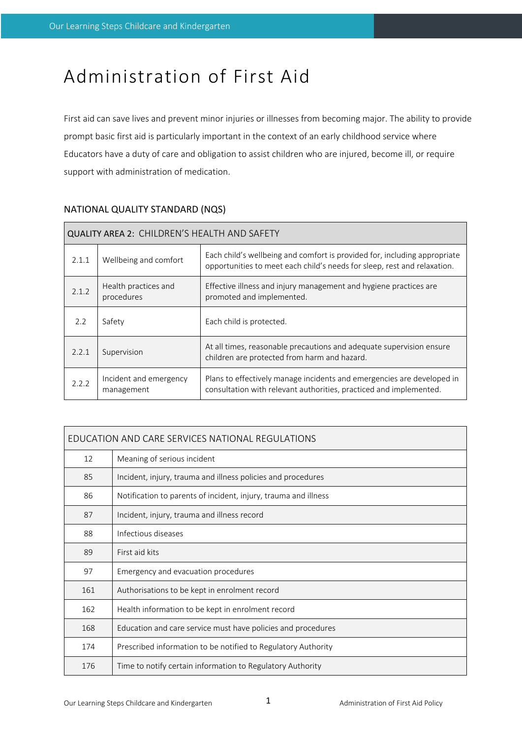# Administration of First Aid

First aid can save lives and prevent minor injuries or illnesses from becoming major. The ability to provide prompt basic first aid is particularly important in the context of an early childhood service where Educators have a duty of care and obligation to assist children who are injured, become ill, or require support with administration of medication.

## NATIONAL QUALITY STANDARD (NQS)

| QUALITY AREA 2: CHILDREN'S HEALTH AND SAFETY | | |
|---|---|---|
| 2.1.1 | Wellbeing and comfort | Each child's wellbeing and comfort is provided for, including appropriate opportunities to meet each child's needs for sleep, rest and relaxation. |
| 2.1.2 | Health practices and procedures | Effective illness and injury management and hygiene practices are promoted and implemented. |
| 2.2 | Safety | Each child is protected. |
| 2.2.1 | Supervision | At all times, reasonable precautions and adequate supervision ensure children are protected from harm and hazard. |
| 2.2.2 | Incident and emergency management | Plans to effectively manage incidents and emergencies are developed in consultation with relevant authorities, practiced and implemented. |

| EDUCATION AND CARE SERVICES NATIONAL REGULATIONS | |
|---|---|
| 12 | Meaning of serious incident |
| 85 | Incident, injury, trauma and illness policies and procedures |
| 86 | Notification to parents of incident, injury, trauma and illness |
| 87 | Incident, injury, trauma and illness record |
| 88 | Infectious diseases |
| 89 | First aid kits |
| 97 | Emergency and evacuation procedures |
| 161 | Authorisations to be kept in enrolment record |
| 162 | Health information to be kept in enrolment record |
| 168 | Education and care service must have policies and procedures |
| 174 | Prescribed information to be notified to Regulatory Authority |
| 176 | Time to notify certain information to Regulatory Authority |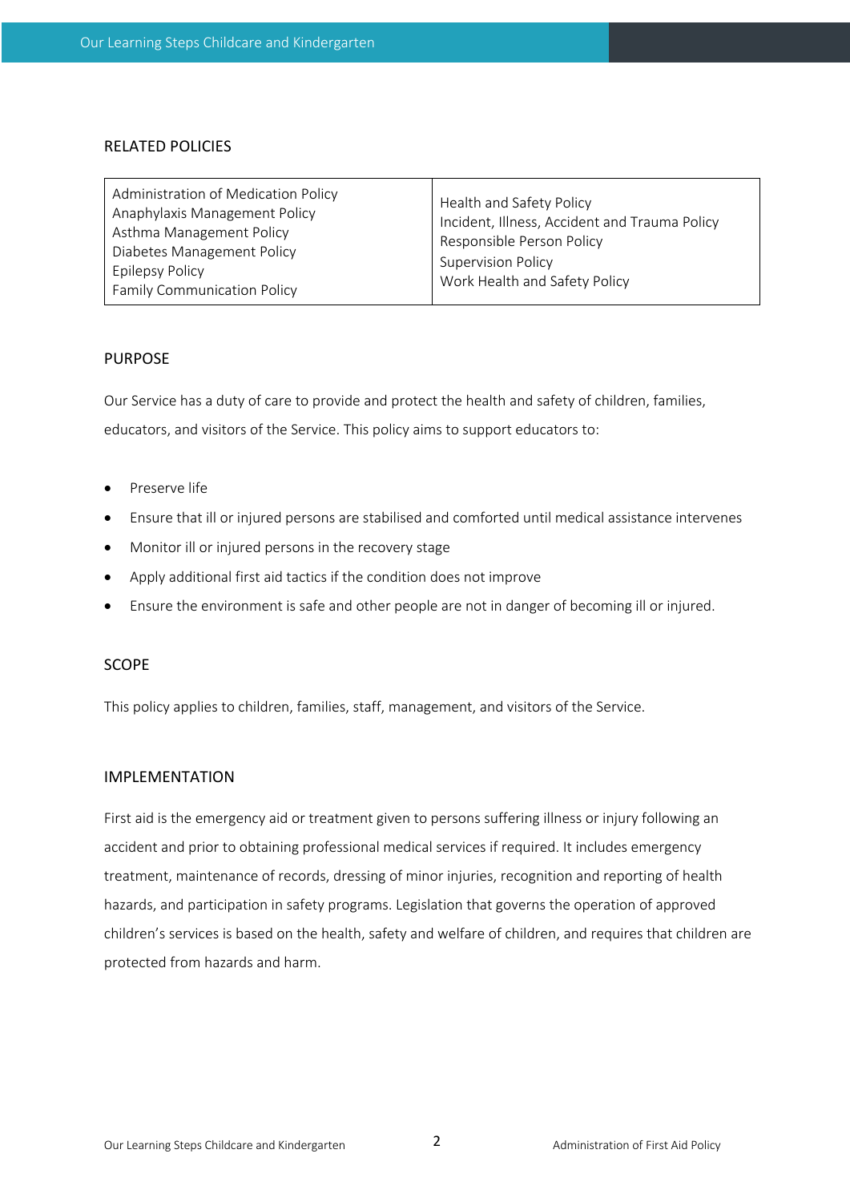## RELATED POLICIES

| | |
|---|---|
| Administration of Medication Policy<br>Anaphylaxis Management Policy<br>Asthma Management Policy<br>Diabetes Management Policy<br>Epilepsy Policy<br>Family Communication Policy | Health and Safety Policy<br>Incident, Illness, Accident and Trauma Policy<br>Responsible Person Policy<br>Supervision Policy<br>Work Health and Safety Policy |

## PURPOSE

Our Service has a duty of care to provide and protect the health and safety of children, families, educators, and visitors of the Service. This policy aims to support educators to:

- Preserve life
- Ensure that ill or injured persons are stabilised and comforted until medical assistance intervenes
- Monitor ill or injured persons in the recovery stage
- Apply additional first aid tactics if the condition does not improve
- Ensure the environment is safe and other people are not in danger of becoming ill or injured.

## SCOPE

This policy applies to children, families, staff, management, and visitors of the Service.

## IMPLEMENTATION

First aid is the emergency aid or treatment given to persons suffering illness or injury following an accident and prior to obtaining professional medical services if required. It includes emergency treatment, maintenance of records, dressing of minor injuries, recognition and reporting of health hazards, and participation in safety programs. Legislation that governs the operation of approved children's services is based on the health, safety and welfare of children, and requires that children are protected from hazards and harm.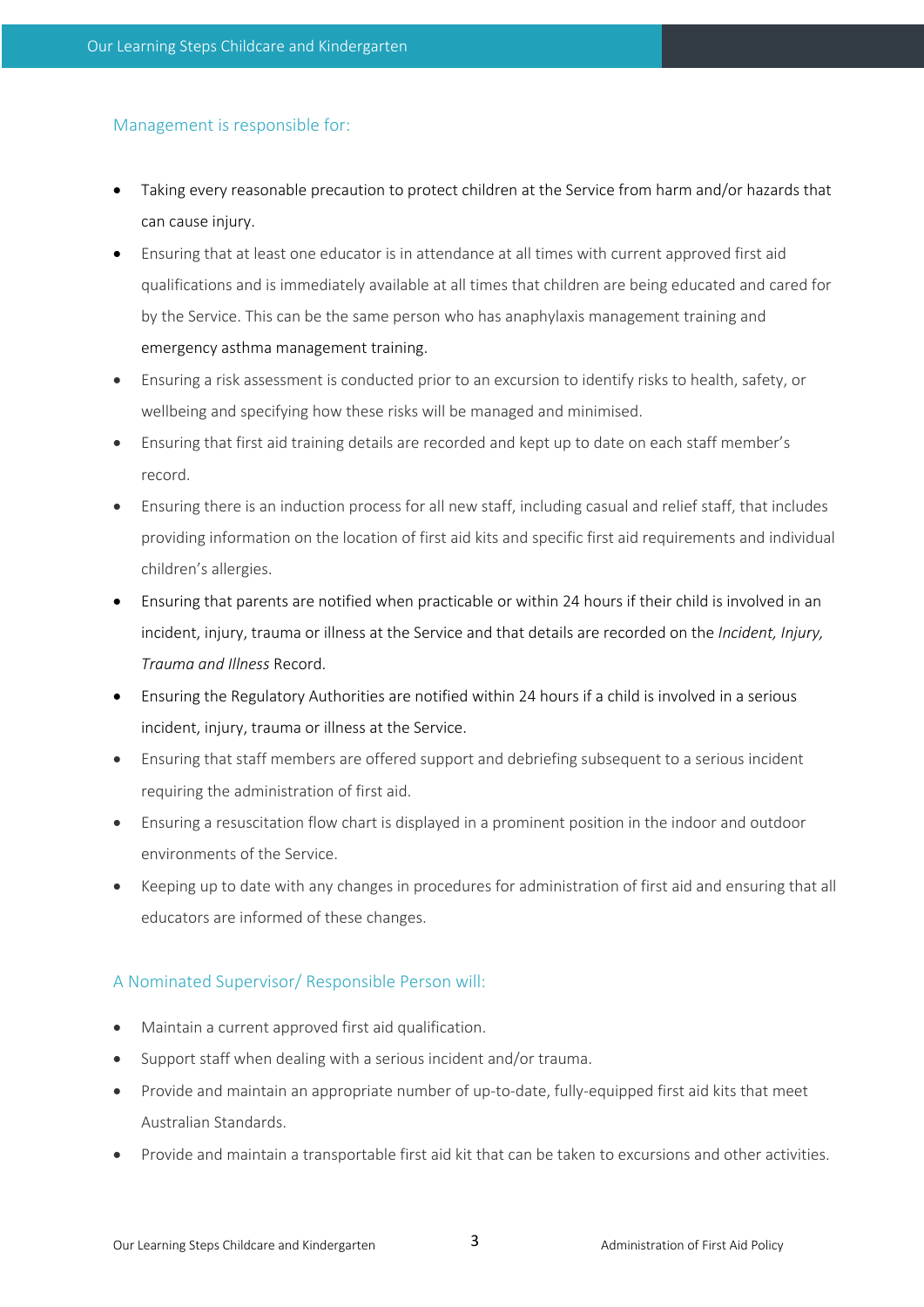### Management is responsible for:

- Taking every reasonable precaution to protect children at the Service from harm and/or hazards that can cause injury.
- Ensuring that at least one educator is in attendance at all times with current approved first aid qualifications and is immediately available at all times that children are being educated and cared for by the Service. This can be the same person who has anaphylaxis management training and emergency asthma management training.
- Ensuring a risk assessment is conducted prior to an excursion to identify risks to health, safety, or wellbeing and specifying how these risks will be managed and minimised.
- Ensuring that first aid training details are recorded and kept up to date on each staff member's record.
- Ensuring there is an induction process for all new staff, including casual and relief staff, that includes providing information on the location of first aid kits and specific first aid requirements and individual children's allergies.
- Ensuring that parents are notified when practicable or within 24 hours if their child is involved in an incident, injury, trauma or illness at the Service and that details are recorded on the *Incident, Injury, Trauma and Illness* Record.
- Ensuring the Regulatory Authorities are notified within 24 hours if a child is involved in a serious incident, injury, trauma or illness at the Service.
- Ensuring that staff members are offered support and debriefing subsequent to a serious incident requiring the administration of first aid.
- Ensuring a resuscitation flow chart is displayed in a prominent position in the indoor and outdoor environments of the Service.
- Keeping up to date with any changes in procedures for administration of first aid and ensuring that all educators are informed of these changes.

### A Nominated Supervisor/ Responsible Person will:

- Maintain a current approved first aid qualification.
- Support staff when dealing with a serious incident and/or trauma.
- Provide and maintain an appropriate number of up-to-date, fully-equipped first aid kits that meet Australian Standards.
- Provide and maintain a transportable first aid kit that can be taken to excursions and other activities.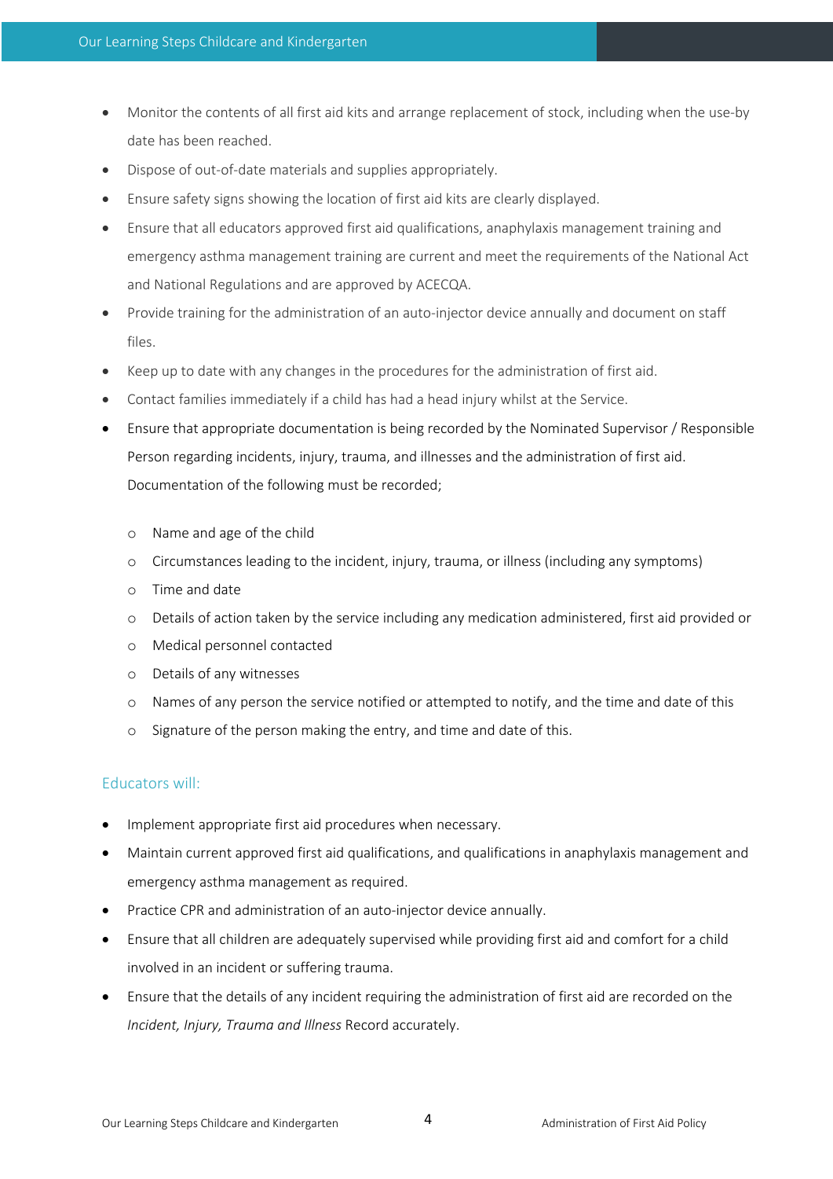- Monitor the contents of all first aid kits and arrange replacement of stock, including when the use-by date has been reached.
- Dispose of out-of-date materials and supplies appropriately.
- Ensure safety signs showing the location of first aid kits are clearly displayed.
- Ensure that all educators approved first aid qualifications, anaphylaxis management training and emergency asthma management training are current and meet the requirements of the National Act and National Regulations and are approved by ACECQA.
- Provide training for the administration of an auto-injector device annually and document on staff files.
- Keep up to date with any changes in the procedures for the administration of first aid.
- Contact families immediately if a child has had a head injury whilst at the Service.
- Ensure that appropriate documentation is being recorded by the Nominated Supervisor / Responsible Person regarding incidents, injury, trauma, and illnesses and the administration of first aid. Documentation of the following must be recorded;

  - Name and age of the child
  - Circumstances leading to the incident, injury, trauma, or illness (including any symptoms)
  - Time and date
  - Details of action taken by the service including any medication administered, first aid provided or
  - Medical personnel contacted
  - Details of any witnesses
  - Names of any person the service notified or attempted to notify, and the time and date of this
  - Signature of the person making the entry, and time and date of this.

### Educators will:

- Implement appropriate first aid procedures when necessary.
- Maintain current approved first aid qualifications, and qualifications in anaphylaxis management and emergency asthma management as required.
- Practice CPR and administration of an auto-injector device annually.
- Ensure that all children are adequately supervised while providing first aid and comfort for a child involved in an incident or suffering trauma.
- Ensure that the details of any incident requiring the administration of first aid are recorded on the *Incident, Injury, Trauma and Illness* Record accurately.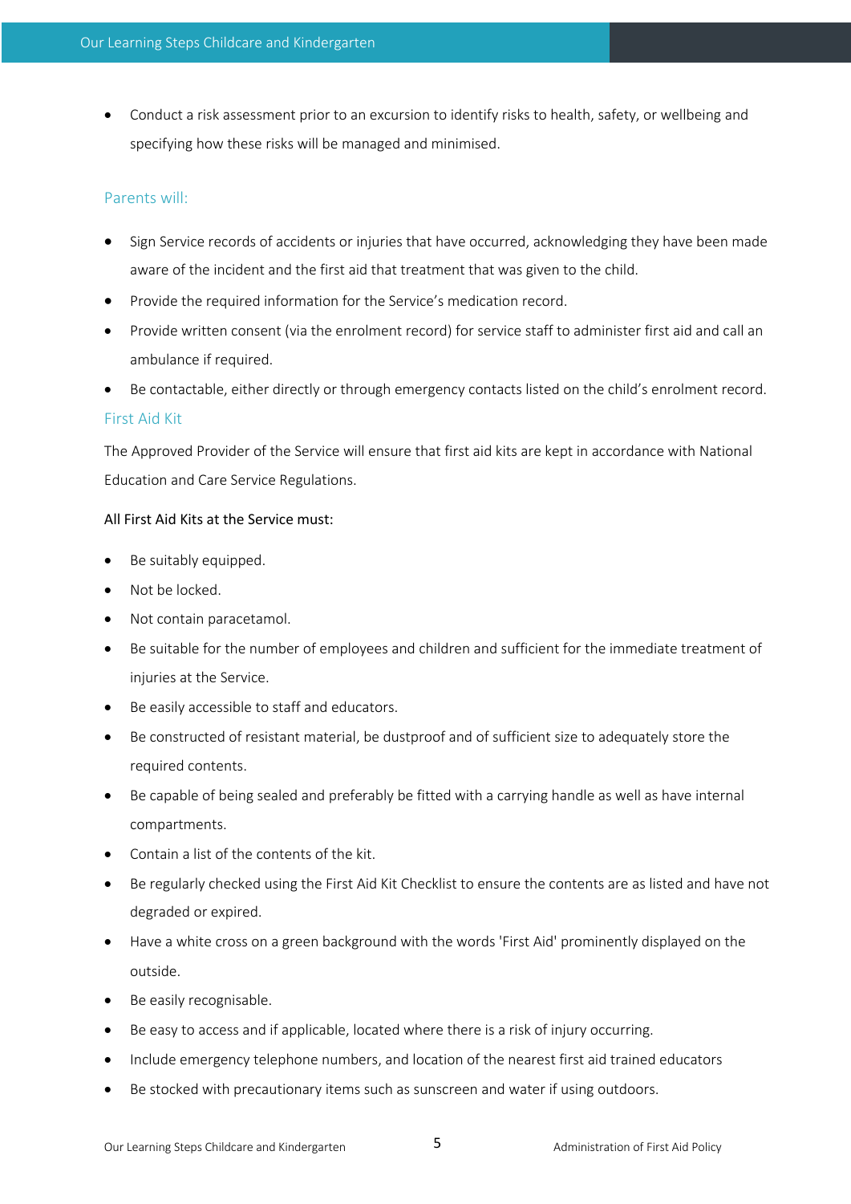- Conduct a risk assessment prior to an excursion to identify risks to health, safety, or wellbeing and specifying how these risks will be managed and minimised.

### Parents will:

- Sign Service records of accidents or injuries that have occurred, acknowledging they have been made aware of the incident and the first aid that treatment that was given to the child.
- Provide the required information for the Service's medication record.
- Provide written consent (via the enrolment record) for service staff to administer first aid and call an ambulance if required.
- Be contactable, either directly or through emergency contacts listed on the child's enrolment record.

### First Aid Kit

The Approved Provider of the Service will ensure that first aid kits are kept in accordance with National Education and Care Service Regulations.

All First Aid Kits at the Service must:

- Be suitably equipped.
- Not be locked.
- Not contain paracetamol.
- Be suitable for the number of employees and children and sufficient for the immediate treatment of injuries at the Service.
- Be easily accessible to staff and educators.
- Be constructed of resistant material, be dustproof and of sufficient size to adequately store the required contents.
- Be capable of being sealed and preferably be fitted with a carrying handle as well as have internal compartments.
- Contain a list of the contents of the kit.
- Be regularly checked using the First Aid Kit Checklist to ensure the contents are as listed and have not degraded or expired.
- Have a white cross on a green background with the words 'First Aid' prominently displayed on the outside.
- Be easily recognisable.
- Be easy to access and if applicable, located where there is a risk of injury occurring.
- Include emergency telephone numbers, and location of the nearest first aid trained educators
- Be stocked with precautionary items such as sunscreen and water if using outdoors.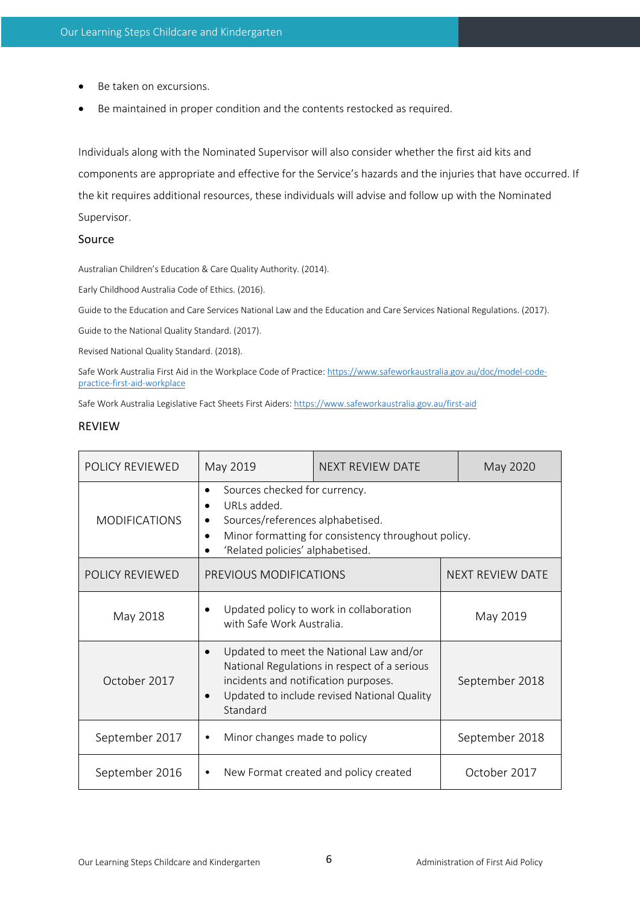- Be taken on excursions.
- Be maintained in proper condition and the contents restocked as required.

Individuals along with the Nominated Supervisor will also consider whether the first aid kits and components are appropriate and effective for the Service's hazards and the injuries that have occurred. If the kit requires additional resources, these individuals will advise and follow up with the Nominated Supervisor.

## Source

Australian Children's Education & Care Quality Authority. (2014).

Early Childhood Australia Code of Ethics. (2016).

Guide to the Education and Care Services National Law and the Education and Care Services National Regulations. (2017).

Guide to the National Quality Standard. (2017).

Revised National Quality Standard. (2018).

Safe Work Australia First Aid in the Workplace Code of Practice: https://www.safeworkaustralia.gov.au/doc/model-code-practice-first-aid-workplace

Safe Work Australia Legislative Fact Sheets First Aiders: https://www.safeworkaustralia.gov.au/first-aid

## REVIEW

| POLICY REVIEWED | May 2019 | NEXT REVIEW DATE | May 2020 |
|---|---|---|---|
| MODIFICATIONS | • Sources checked for currency.<br>• URLs added.<br>• Sources/references alphabetised.<br>• Minor formatting for consistency throughout policy.<br>• 'Related policies' alphabetised. | | |

| POLICY REVIEWED | PREVIOUS MODIFICATIONS | NEXT REVIEW DATE |
|---|---|---|
| May 2018 | • Updated policy to work in collaboration with Safe Work Australia. | May 2019 |
| October 2017 | • Updated to meet the National Law and/or National Regulations in respect of a serious incidents and notification purposes.<br>• Updated to include revised National Quality Standard | September 2018 |
| September 2017 | • Minor changes made to policy | September 2018 |
| September 2016 | • New Format created and policy created | October 2017 |